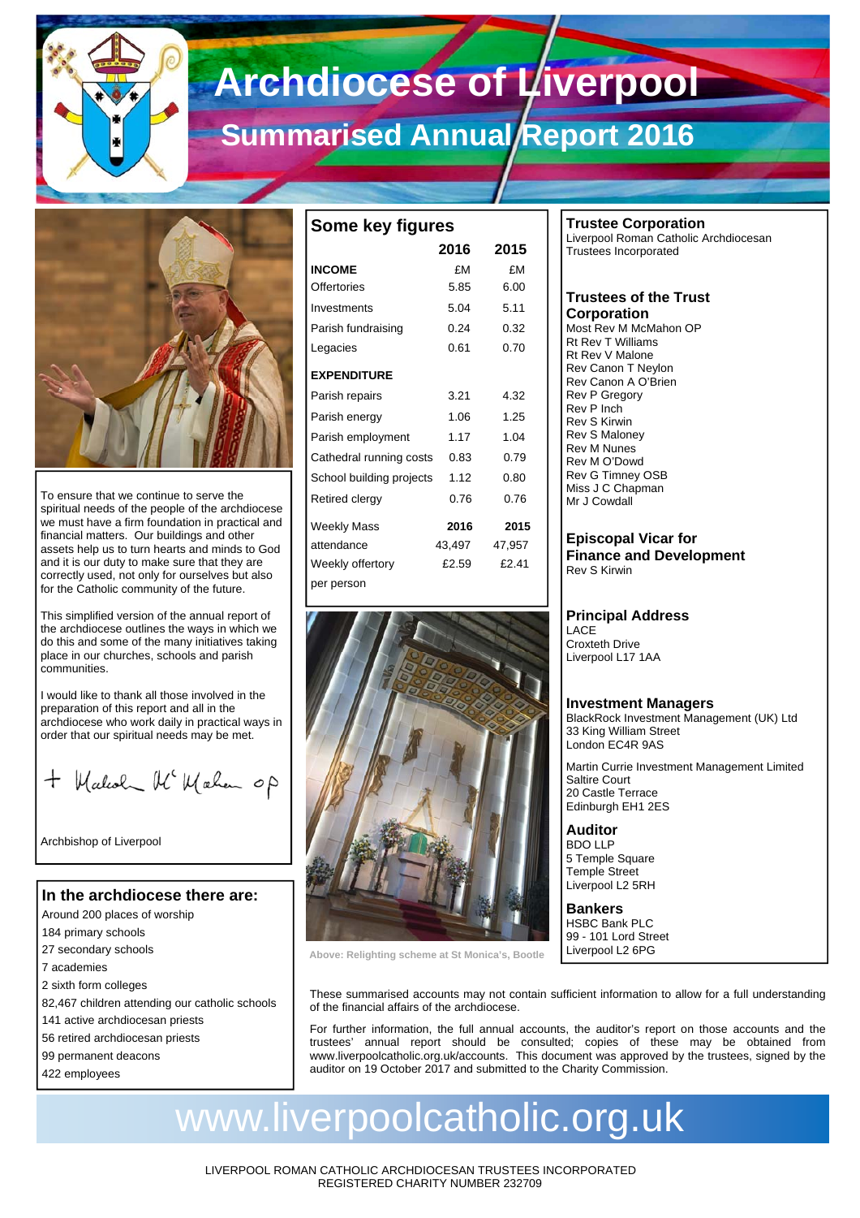# Archdiocese of Liverpool

## Summarised Annual Report 2016

To ensure that we continue to serve the spiritual needs of the people of the archdiocese we must have a firm foundation in practical and financial matters. Our buildings and other assets help us to turn hearts and minds to God and it is our duty to make sure that they are correctly used, not only for ourselves but also for the Catholic community of the future.

This simplified version of the annual report of the archdiocese outlines the ways in which we do this and some of the many initiatives taking place in our churches, schools and parish communities.

I would like to thank all those involved in the preparation of this report and all in the archdiocese who work daily in practical ways in order that our spiritual needs may be met.

+ Malcolm McMahon OP

Archbishop of Liverpool

### In the archdiocese there are:

- Around 200 places of worship
- 184 primary schools
- 27 secondary schools
- 7 academies
- 2 sixth form colleges
- 82,467 children attending our catholic schools
- 141 active archdiocesan priests
- 56 retired archdiocesan priests
- 99 permanent deacons
- 422 employees

### Some key figures

| | 2016 | 2015 |
|---|---|---|
| **INCOME** | £M | £M |
| Offertories | 5.85 | 6.00 |
| Investments | 5.04 | 5.11 |
| Parish fundraising | 0.24 | 0.32 |
| Legacies | 0.61 | 0.70 |
| **EXPENDITURE** | | |
| Parish repairs | 3.21 | 4.32 |
| Parish energy | 1.06 | 1.25 |
| Parish employment | 1.17 | 1.04 |
| Cathedral running costs | 0.83 | 0.79 |
| School building projects | 1.12 | 0.80 |
| Retired clergy | 0.76 | 0.76 |

| | 2016 | 2015 |
|---|---|---|
| Weekly Mass attendance | 43,497 | 47,957 |
| Weekly offertory per person | £2.59 | £2.41 |

Above: Relighting scheme at St Monica's, Bootle

### Trustee Corporation

Liverpool Roman Catholic Archdiocesan Trustees Incorporated

### Trustees of the Trust Corporation

Most Rev M McMahon OP
Rt Rev T Williams
Rt Rev V Malone
Rev Canon T Neylon
Rev Canon A O'Brien
Rev P Gregory
Rev P Inch
Rev S Kirwin
Rev S Maloney
Rev M Nunes
Rev M O'Dowd
Rev G Timney OSB
Miss J C Chapman
Mr J Cowdall

### Episcopal Vicar for Finance and Development

Rev S Kirwin

### Principal Address

LACE
Croxteth Drive
Liverpool L17 1AA

### Investment Managers

BlackRock Investment Management (UK) Ltd
33 King William Street
London EC4R 9AS

Martin Currie Investment Management Limited
Saltire Court
20 Castle Terrace
Edinburgh EH1 2ES

### Auditor

BDO LLP
5 Temple Square
Temple Street
Liverpool L2 5RH

### Bankers

HSBC Bank PLC
99 - 101 Lord Street
Liverpool L2 6PG

These summarised accounts may not contain sufficient information to allow for a full understanding of the financial affairs of the archdiocese.

For further information, the full annual accounts, the auditor's report on those accounts and the trustees' annual report should be consulted; copies of these may be obtained from www.liverpoolcatholic.org.uk/accounts. This document was approved by the trustees, signed by the auditor on 19 October 2017 and submitted to the Charity Commission.

www.liverpoolcatholic.org.uk

LIVERPOOL ROMAN CATHOLIC ARCHDIOCESAN TRUSTEES INCORPORATED
REGISTERED CHARITY NUMBER 232709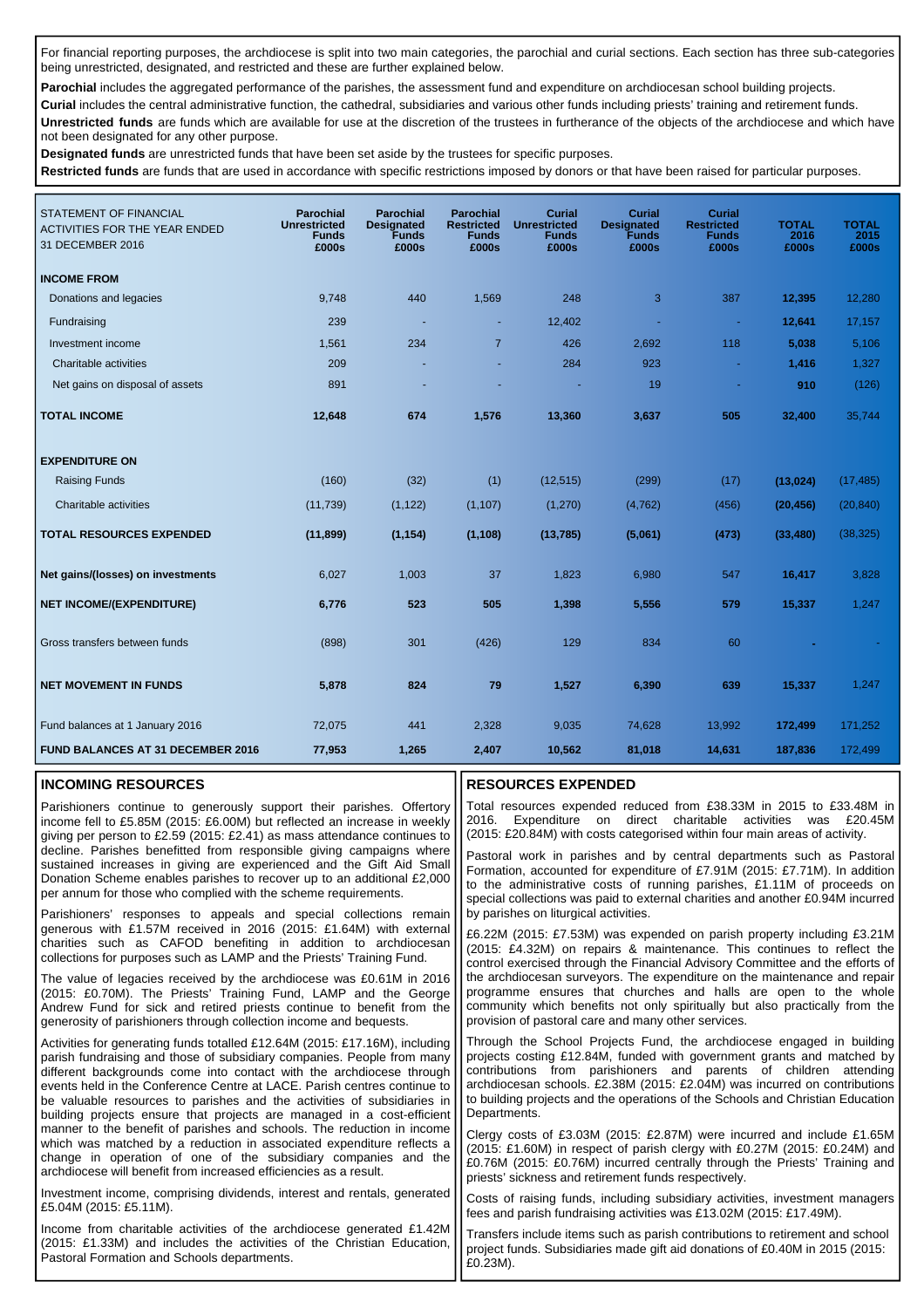For financial reporting purposes, the archdiocese is split into two main categories, the parochial and curial sections. Each section has three sub-categories being unrestricted, designated, and restricted and these are further explained below.

**Parochial** includes the aggregated performance of the parishes, the assessment fund and expenditure on archdiocesan school building projects.

**Curial** includes the central administrative function, the cathedral, subsidiaries and various other funds including priests' training and retirement funds.

**Unrestricted funds** are funds which are available for use at the discretion of the trustees in furtherance of the objects of the archdiocese and which have not been designated for any other purpose.

**Designated funds** are unrestricted funds that have been set aside by the trustees for specific purposes.

**Restricted funds** are funds that are used in accordance with specific restrictions imposed by donors or that have been raised for particular purposes.

| STATEMENT OF FINANCIAL ACTIVITIES FOR THE YEAR ENDED 31 DECEMBER 2016 | Parochial Unrestricted Funds £000s | Parochial Designated Funds £000s | Parochial Restricted Funds £000s | Curial Unrestricted Funds £000s | Curial Designated Funds £000s | Curial Restricted Funds £000s | TOTAL 2016 £000s | TOTAL 2015 £000s |
|---|---|---|---|---|---|---|---|---|
| **INCOME FROM** | | | | | | | | |
| Donations and legacies | 9,748 | 440 | 1,569 | 248 | 3 | 387 | **12,395** | 12,280 |
| Fundraising | 239 | - | - | 12,402 | - | - | **12,641** | 17,157 |
| Investment income | 1,561 | 234 | 7 | 426 | 2,692 | 118 | **5,038** | 5,106 |
| Charitable activities | 209 | - | - | 284 | 923 | - | **1,416** | 1,327 |
| Net gains on disposal of assets | 891 | - | - | - | 19 | - | **910** | (126) |
| **TOTAL INCOME** | **12,648** | **674** | **1,576** | **13,360** | **3,637** | **505** | **32,400** | 35,744 |
| **EXPENDITURE ON** | | | | | | | | |
| Raising Funds | (160) | (32) | (1) | (12,515) | (299) | (17) | **(13,024)** | (17,485) |
| Charitable activities | (11,739) | (1,122) | (1,107) | (1,270) | (4,762) | (456) | **(20,456)** | (20,840) |
| **TOTAL RESOURCES EXPENDED** | **(11,899)** | **(1,154)** | **(1,108)** | **(13,785)** | **(5,061)** | **(473)** | **(33,480)** | (38,325) |
| **Net gains/(losses) on investments** | 6,027 | 1,003 | 37 | 1,823 | 6,980 | 547 | **16,417** | 3,828 |
| **NET INCOME/(EXPENDITURE)** | **6,776** | **523** | **505** | **1,398** | **5,556** | **579** | **15,337** | 1,247 |
| Gross transfers between funds | (898) | 301 | (426) | 129 | 834 | 60 | **-** | - |
| **NET MOVEMENT IN FUNDS** | **5,878** | **824** | **79** | **1,527** | **6,390** | **639** | **15,337** | 1,247 |
| Fund balances at 1 January 2016 | 72,075 | 441 | 2,328 | 9,035 | 74,628 | 13,992 | **172,499** | 171,252 |
| **FUND BALANCES AT 31 DECEMBER 2016** | **77,953** | **1,265** | **2,407** | **10,562** | **81,018** | **14,631** | **187,836** | 172,499 |

## INCOMING RESOURCES

Parishioners continue to generously support their parishes. Offertory income fell to £5.85M (2015: £6.00M) but reflected an increase in weekly giving per person to £2.59 (2015: £2.41) as mass attendance continues to decline. Parishes benefitted from responsible giving campaigns where sustained increases in giving are experienced and the Gift Aid Small Donation Scheme enables parishes to recover up to an additional £2,000 per annum for those who complied with the scheme requirements.

Parishioners' responses to appeals and special collections remain generous with £1.57M received in 2016 (2015: £1.64M) with external charities such as CAFOD benefiting in addition to archdiocesan collections for purposes such as LAMP and the Priests' Training Fund.

The value of legacies received by the archdiocese was £0.61M in 2016 (2015: £0.70M). The Priests' Training Fund, LAMP and the George Andrew Fund for sick and retired priests continue to benefit from the generosity of parishioners through collection income and bequests.

Activities for generating funds totalled £12.64M (2015: £17.16M), including parish fundraising and those of subsidiary companies. People from many different backgrounds come into contact with the archdiocese through events held in the Conference Centre at LACE. Parish centres continue to be valuable resources to parishes and the activities of subsidiaries in building projects ensure that projects are managed in a cost-efficient manner to the benefit of parishes and schools. The reduction in income which was matched by a reduction in associated expenditure reflects a change in operation of one of the subsidiary companies and the archdiocese will benefit from increased efficiencies as a result.

Investment income, comprising dividends, interest and rentals, generated £5.04M (2015: £5.11M).

Income from charitable activities of the archdiocese generated £1.42M (2015: £1.33M) and includes the activities of the Christian Education, Pastoral Formation and Schools departments.

## RESOURCES EXPENDED

Total resources expended reduced from £38.33M in 2015 to £33.48M in 2016. Expenditure on direct charitable activities was £20.45M (2015: £20.84M) with costs categorised within four main areas of activity.

Pastoral work in parishes and by central departments such as Pastoral Formation, accounted for expenditure of £7.91M (2015: £7.71M). In addition to the administrative costs of running parishes, £1.11M of proceeds on special collections was paid to external charities and another £0.94M incurred by parishes on liturgical activities.

£6.22M (2015: £7.53M) was expended on parish property including £3.21M (2015: £4.32M) on repairs & maintenance. This continues to reflect the control exercised through the Financial Advisory Committee and the efforts of the archdiocesan surveyors. The expenditure on the maintenance and repair programme ensures that churches and halls are open to the whole community which benefits not only spiritually but also practically from the provision of pastoral care and many other services.

Through the School Projects Fund, the archdiocese engaged in building projects costing £12.84M, funded with government grants and matched by contributions from parishioners and parents of children attending archdiocesan schools. £2.38M (2015: £2.04M) was incurred on contributions to building projects and the operations of the Schools and Christian Education Departments.

Clergy costs of £3.03M (2015: £2.87M) were incurred and include £1.65M (2015: £1.60M) in respect of parish clergy with £0.27M (2015: £0.24M) and £0.76M (2015: £0.76M) incurred centrally through the Priests' Training and priests' sickness and retirement funds respectively.

Costs of raising funds, including subsidiary activities, investment managers fees and parish fundraising activities was £13.02M (2015: £17.49M).

Transfers include items such as parish contributions to retirement and school project funds. Subsidiaries made gift aid donations of £0.40M in 2015 (2015: £0.23M).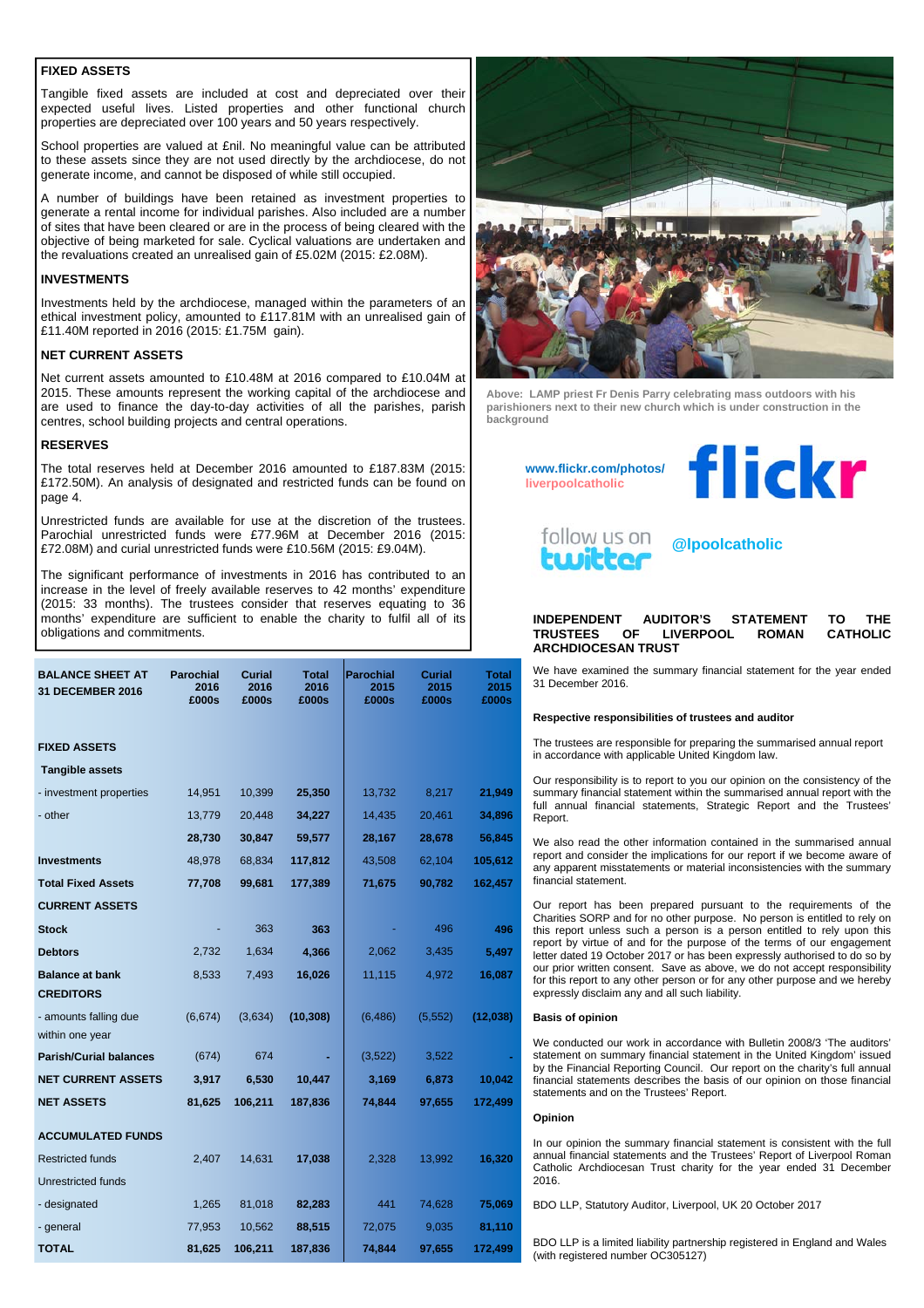## FIXED ASSETS

Tangible fixed assets are included at cost and depreciated over their expected useful lives. Listed properties and other functional church properties are depreciated over 100 years and 50 years respectively.

School properties are valued at £nil. No meaningful value can be attributed to these assets since they are not used directly by the archdiocese, do not generate income, and cannot be disposed of while still occupied.

A number of buildings have been retained as investment properties to generate a rental income for individual parishes. Also included are a number of sites that have been cleared or are in the process of being cleared with the objective of being marketed for sale. Cyclical valuations are undertaken and the revaluations created an unrealised gain of £5.02M (2015: £2.08M).

## INVESTMENTS

Investments held by the archdiocese, managed within the parameters of an ethical investment policy, amounted to £117.81M with an unrealised gain of £11.40M reported in 2016 (2015: £1.75M gain).

## NET CURRENT ASSETS

Net current assets amounted to £10.48M at 2016 compared to £10.04M at 2015. These amounts represent the working capital of the archdiocese and are used to finance the day-to-day activities of all the parishes, parish centres, school building projects and central operations.

## RESERVES

The total reserves held at December 2016 amounted to £187.83M (2015: £172.50M). An analysis of designated and restricted funds can be found on page 4.

Unrestricted funds are available for use at the discretion of the trustees. Parochial unrestricted funds were £77.96M at December 2016 (2015: £72.08M) and curial unrestricted funds were £10.56M (2015: £9.04M).

The significant performance of investments in 2016 has contributed to an increase in the level of freely available reserves to 42 months' expenditure (2015: 33 months). The trustees consider that reserves equating to 36 months' expenditure are sufficient to enable the charity to fulfil all of its obligations and commitments.

| BALANCE SHEET AT 31 DECEMBER 2016 | Parochial 2016 £000s | Curial 2016 £000s | Total 2016 £000s | Parochial 2015 £000s | Curial 2015 £000s | Total 2015 £000s |
|---|---|---|---|---|---|---|
| **FIXED ASSETS** | | | | | | |
| **Tangible assets** | | | | | | |
| - investment properties | 14,951 | 10,399 | **25,350** | 13,732 | 8,217 | **21,949** |
| - other | 13,779 | 20,448 | **34,227** | 14,435 | 20,461 | **34,896** |
| | **28,730** | **30,847** | **59,577** | **28,167** | **28,678** | **56,845** |
| **Investments** | 48,978 | 68,834 | **117,812** | 43,508 | 62,104 | **105,612** |
| **Total Fixed Assets** | **77,708** | **99,681** | **177,389** | **71,675** | **90,782** | **162,457** |
| **CURRENT ASSETS** | | | | | | |
| **Stock** | - | 363 | **363** | - | 496 | **496** |
| **Debtors** | 2,732 | 1,634 | **4,366** | 2,062 | 3,435 | **5,497** |
| **Balance at bank** | 8,533 | 7,493 | **16,026** | 11,115 | 4,972 | **16,087** |
| **CREDITORS** | | | | | | |
| - amounts falling due within one year | (6,674) | (3,634) | **(10,308)** | (6,486) | (5,552) | **(12,038)** |
| **Parish/Curial balances** | (674) | 674 | **-** | (3,522) | 3,522 | **-** |
| **NET CURRENT ASSETS** | **3,917** | **6,530** | **10,447** | **3,169** | **6,873** | **10,042** |
| **NET ASSETS** | **81,625** | **106,211** | **187,836** | **74,844** | **97,655** | **172,499** |
| **ACCUMULATED FUNDS** | | | | | | |
| Restricted funds | 2,407 | 14,631 | **17,038** | 2,328 | 13,992 | **16,320** |
| Unrestricted funds | | | | | | |
| - designated | 1,265 | 81,018 | **82,283** | 441 | 74,628 | **75,069** |
| - general | 77,953 | 10,562 | **88,515** | 72,075 | 9,035 | **81,110** |
| **TOTAL** | **81,625** | **106,211** | **187,836** | **74,844** | **97,655** | **172,499** |

Above: LAMP priest Fr Denis Parry celebrating mass outdoors with his parishioners next to their new church which is under construction in the background

www.flickr.com/photos/liverpoolcatholic

flickr

follow us on twitter @lpoolcatholic

## INDEPENDENT AUDITOR'S STATEMENT TO THE TRUSTEES OF LIVERPOOL ROMAN CATHOLIC ARCHDIOCESAN TRUST

We have examined the summary financial statement for the year ended 31 December 2016.

### Respective responsibilities of trustees and auditor

The trustees are responsible for preparing the summarised annual report in accordance with applicable United Kingdom law.

Our responsibility is to report to you our opinion on the consistency of the summary financial statement within the summarised annual report with the full annual financial statements, Strategic Report and the Trustees' Report.

We also read the other information contained in the summarised annual report and consider the implications for our report if we become aware of any apparent misstatements or material inconsistencies with the summary financial statement.

Our report has been prepared pursuant to the requirements of the Charities SORP and for no other purpose. No person is entitled to rely on this report unless such a person is a person entitled to rely upon this report by virtue of and for the purpose of the terms of our engagement letter dated 19 October 2017 or has been expressly authorised to do so by our prior written consent. Save as above, we do not accept responsibility for this report to any other person or for any other purpose and we hereby expressly disclaim any and all such liability.

### Basis of opinion

We conducted our work in accordance with Bulletin 2008/3 'The auditors' statement on summary financial statement in the United Kingdom' issued by the Financial Reporting Council. Our report on the charity's full annual financial statements describes the basis of our opinion on those financial statements and on the Trustees' Report.

### Opinion

In our opinion the summary financial statement is consistent with the full annual financial statements and the Trustees' Report of Liverpool Roman Catholic Archdiocesan Trust charity for the year ended 31 December 2016.

BDO LLP, Statutory Auditor, Liverpool, UK 20 October 2017

BDO LLP is a limited liability partnership registered in England and Wales (with registered number OC305127)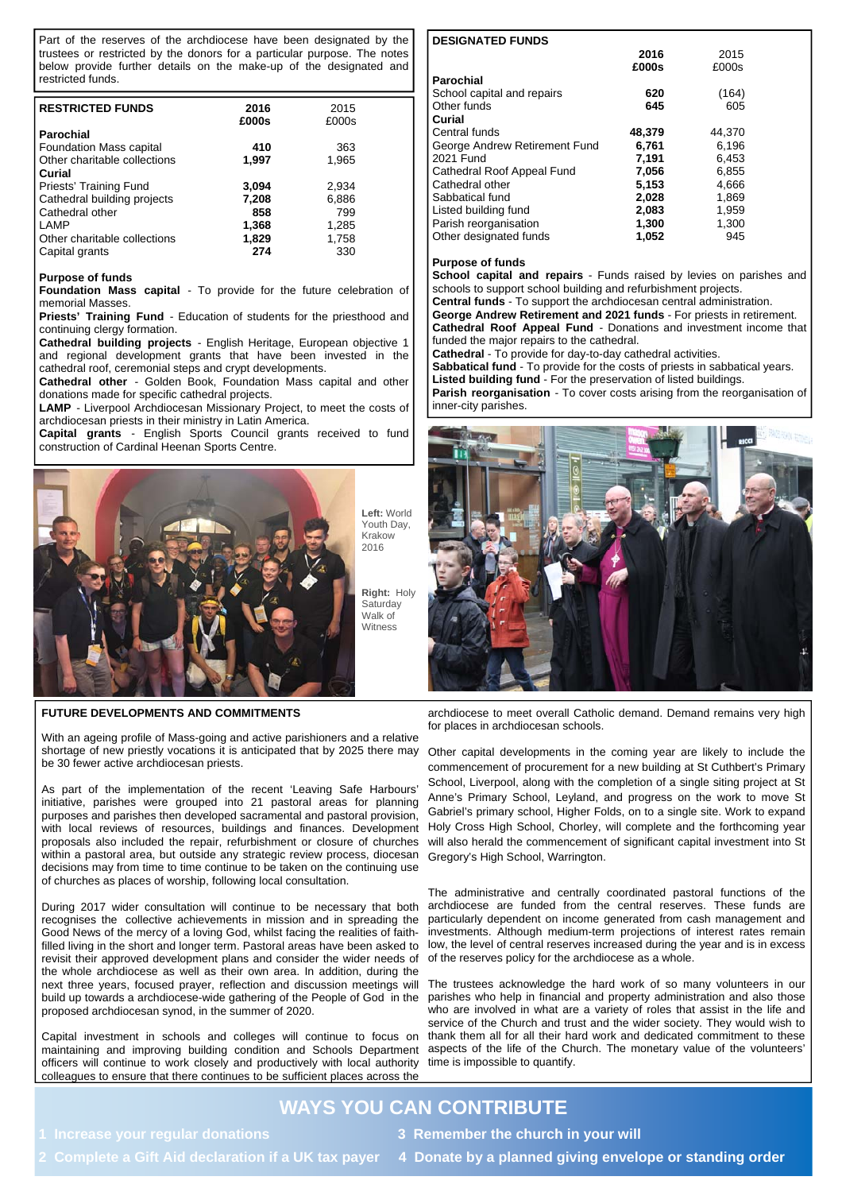Part of the reserves of the archdiocese have been designated by the trustees or restricted by the donors for a particular purpose. The notes below provide further details on the make-up of the designated and restricted funds.

| RESTRICTED FUNDS | 2016 £000s | 2015 £000s |
|---|---|---|
| **Parochial** | | |
| Foundation Mass capital | **410** | 363 |
| Other charitable collections | **1,997** | 1,965 |
| **Curial** | | |
| Priests' Training Fund | **3,094** | 2,934 |
| Cathedral building projects | **7,208** | 6,886 |
| Cathedral other | **858** | 799 |
| LAMP | **1,368** | 1,285 |
| Other charitable collections | **1,829** | 1,758 |
| Capital grants | **274** | 330 |

**Purpose of funds**

**Foundation Mass capital** - To provide for the future celebration of memorial Masses.

**Priests' Training Fund** - Education of students for the priesthood and continuing clergy formation.

**Cathedral building projects** - English Heritage, European objective 1 and regional development grants that have been invested in the cathedral roof, ceremonial steps and crypt developments.

**Cathedral other** - Golden Book, Foundation Mass capital and other donations made for specific cathedral projects.

**LAMP** - Liverpool Archdiocesan Missionary Project, to meet the costs of archdiocesan priests in their ministry in Latin America.

**Capital grants** - English Sports Council grants received to fund construction of Cardinal Heenan Sports Centre.

| DESIGNATED FUNDS | 2016 £000s | 2015 £000s |
|---|---|---|
| **Parochial** | | |
| School capital and repairs | **620** | (164) |
| Other funds | **645** | 605 |
| **Curial** | | |
| Central funds | **48,379** | 44,370 |
| George Andrew Retirement Fund | **6,761** | 6,196 |
| 2021 Fund | **7,191** | 6,453 |
| Cathedral Roof Appeal Fund | **7,056** | 6,855 |
| Cathedral other | **5,153** | 4,666 |
| Sabbatical fund | **2,028** | 1,869 |
| Listed building fund | **2,083** | 1,959 |
| Parish reorganisation | **1,300** | 1,300 |
| Other designated funds | **1,052** | 945 |

**Purpose of funds**

**School capital and repairs** - Funds raised by levies on parishes and schools to support school building and refurbishment projects.

**Central funds** - To support the archdiocesan central administration.

**George Andrew Retirement and 2021 funds** - For priests in retirement.

**Cathedral Roof Appeal Fund** - Donations and investment income that funded the major repairs to the cathedral.

**Cathedral** - To provide for day-to-day cathedral activities.

**Sabbatical fund** - To provide for the costs of priests in sabbatical years.

**Listed building fund** - For the preservation of listed buildings.

**Parish reorganisation** - To cover costs arising from the reorganisation of inner-city parishes.

**Left:** World Youth Day, Krakow 2016

**Right:** Holy Saturday Walk of Witness

## FUTURE DEVELOPMENTS AND COMMITMENTS

With an ageing profile of Mass-going and active parishioners and a relative shortage of new priestly vocations it is anticipated that by 2025 there may be 30 fewer active archdiocesan priests.

As part of the implementation of the recent 'Leaving Safe Harbours' initiative, parishes were grouped into 21 pastoral areas for planning purposes and parishes then developed sacramental and pastoral provision, with local reviews of resources, buildings and finances. Development proposals also included the repair, refurbishment or closure of churches within a pastoral area, but outside any strategic review process, diocesan decisions may from time to time continue to be taken on the continuing use of churches as places of worship, following local consultation.

During 2017 wider consultation will continue to be necessary that both recognises the collective achievements in mission and in spreading the Good News of the mercy of a loving God, whilst facing the realities of faith-filled living in the short and longer term. Pastoral areas have been asked to revisit their approved development plans and consider the wider needs of the whole archdiocese as well as their own area. In addition, during the next three years, focused prayer, reflection and discussion meetings will build up towards a archdiocese-wide gathering of the People of God in the proposed archdiocesan synod, in the summer of 2020.

Capital investment in schools and colleges will continue to focus on maintaining and improving building condition and Schools Department officers will continue to work closely and productively with local authority colleagues to ensure that there continues to be sufficient places across the archdiocese to meet overall Catholic demand. Demand remains very high for places in archdiocesan schools.

Other capital developments in the coming year are likely to include the commencement of procurement for a new building at St Cuthbert's Primary School, Liverpool, along with the completion of a single siting project at St Anne's Primary School, Leyland, and progress on the work to move St Gabriel's primary school, Higher Folds, on to a single site. Work to expand Holy Cross High School, Chorley, will complete and the forthcoming year will also herald the commencement of significant capital investment into St Gregory's High School, Warrington.

The administrative and centrally coordinated pastoral functions of the archdiocese are funded from the central reserves. These funds are particularly dependent on income generated from cash management and investments. Although medium-term projections of interest rates remain low, the level of central reserves increased during the year and is in excess of the reserves policy for the archdiocese as a whole.

The trustees acknowledge the hard work of so many volunteers in our parishes who help in financial and property administration and also those who are involved in what are a variety of roles that assist in the life and service of the Church and trust and the wider society. They would wish to thank them all for all their hard work and dedicated commitment to these aspects of the life of the Church. The monetary value of the volunteers' time is impossible to quantify.

## WAYS YOU CAN CONTRIBUTE

**1 Increase your regular donations**

**2 Complete a Gift Aid declaration if a UK tax payer**

**3 Remember the church in your will**

**4 Donate by a planned giving envelope or standing order**